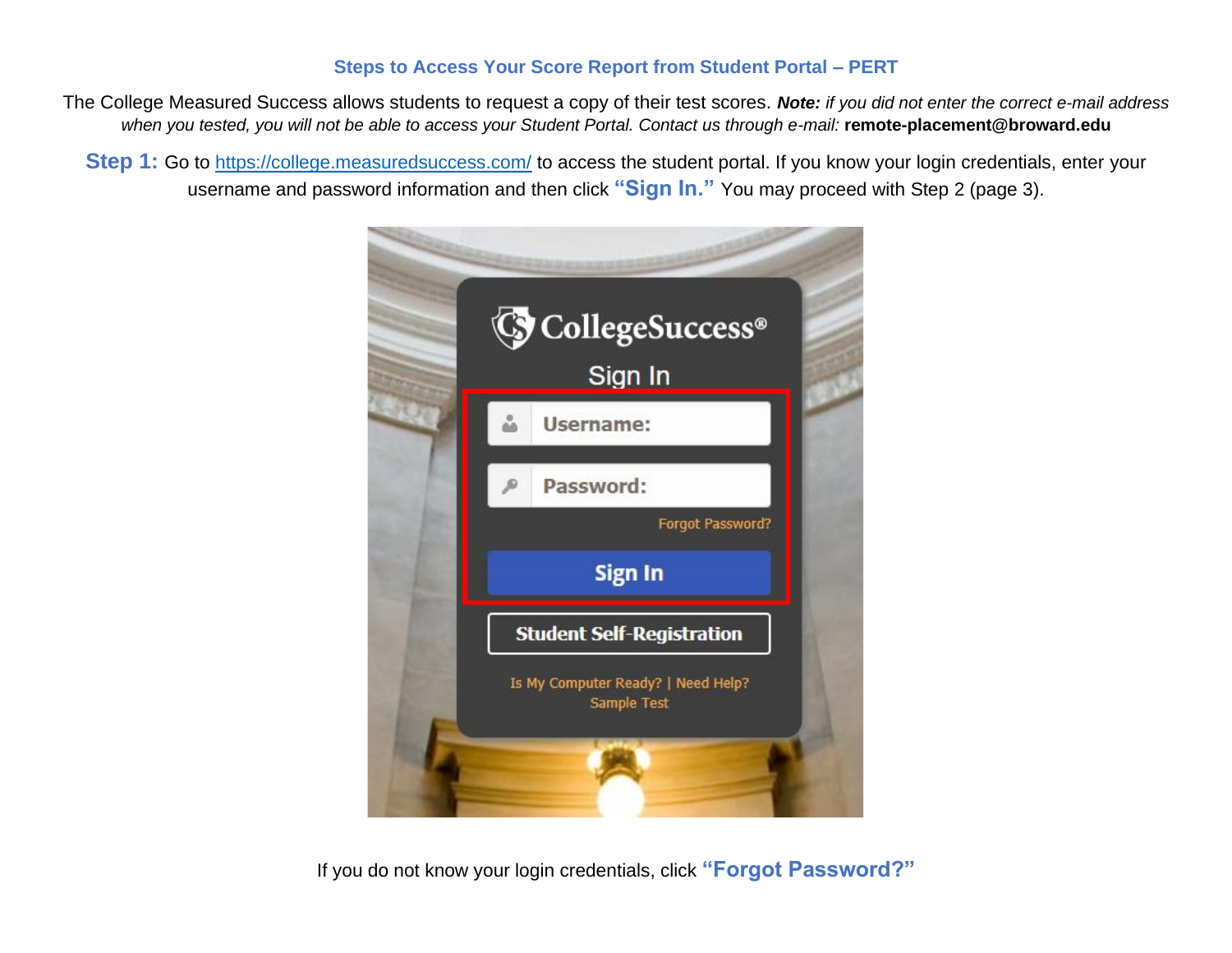## Steps to Access Your Score Report from Student Portal – PERT

The College Measured Success allows students to request a copy of their test scores. ***Note:*** *if you did not enter the correct e-mail address when you tested, you will not be able to access your Student Portal. Contact us through e-mail:* **remote-placement@broward.edu**

**Step 1:** Go to https://college.measuredsuccess.com/ to access the student portal. If you know your login credentials, enter your username and password information and then click **"Sign In."** You may proceed with Step 2 (page 3).

If you do not know your login credentials, click **"Forgot Password?"**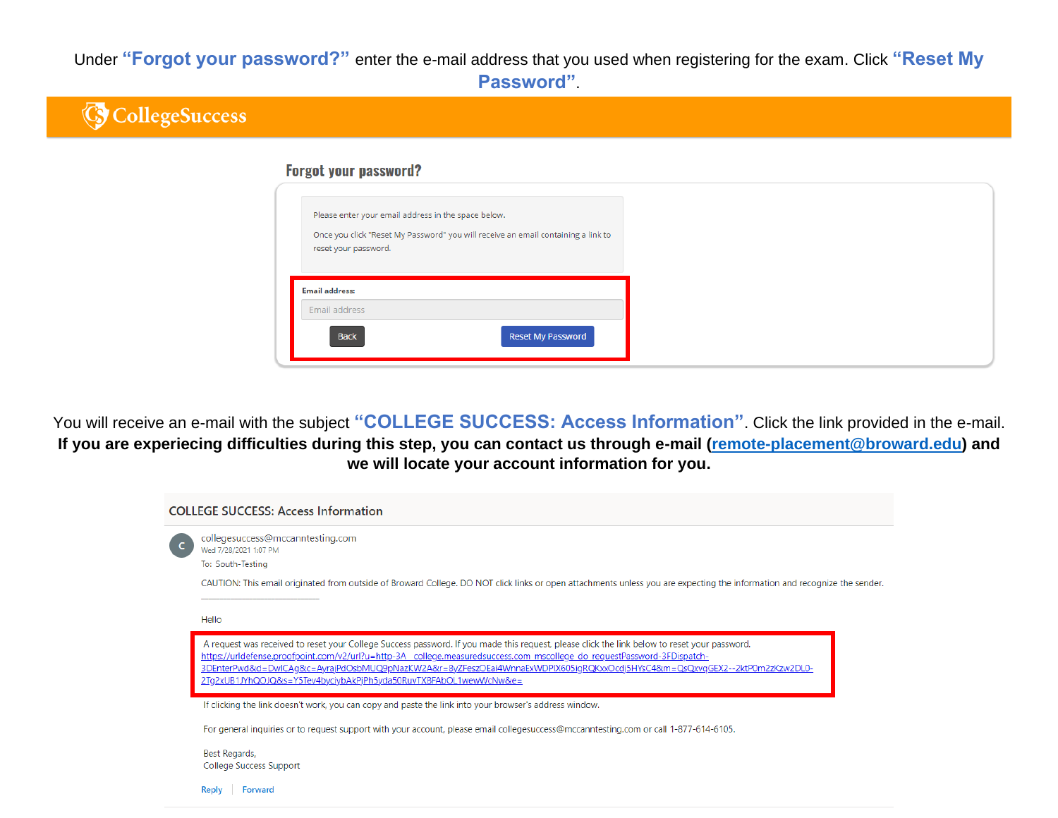Under **"Forgot your password?"** enter the e-mail address that you used when registering for the exam. Click **"Reset My Password"**.

CollegeSuccess

**Forgot your password?**

Please enter your email address in the space below.

Once you click "Reset My Password" you will receive an email containing a link to reset your password.

**Email address:**

Email address

Back | Reset My Password

You will receive an e-mail with the subject **"COLLEGE SUCCESS: Access Information"**. Click the link provided in the e-mail. **If you are experiecing difficulties during this step, you can contact us through e-mail (remote-placement@broward.edu) and we will locate your account information for you.**

COLLEGE SUCCESS: Access Information

collegesuccess@mccanntesting.com
Wed 7/28/2021 1:07 PM
To: South-Testing

CAUTION: This email originated from outside of Broward College. DO NOT click links or open attachments unless you are expecting the information and recognize the sender.

Hello

A request was received to reset your College Success password. If you made this request, please click the link below to reset your password.
https://urldefense.proofpoint.com/v2/url?u=http-3A__college.measuredsuccess.com_mscollege_do_requestPassword-3FDispatch-3DEnterPwd&d=DwICAg&c=AyrajPdOsbMUQ9pNazKW2A&r=8yZFeszOEai4WnnaExWDPIX605igRQKxxOcdj5HYsC4&m=QsQxvqGEX2--2ktP0m2zKzw2DL0-2Tg2xUB1JYhQOJQ&s=Y5Tev4byclybAkPjPh5yda50RuvTXBFAbOL1wewWcNw&e=

If clicking the link doesn't work, you can copy and paste the link into your browser's address window.

For general inquiries or to request support with your account, please email collegesuccess@mccanntesting.com or call 1-877-614-6105.

Best Regards,
College Success Support

Reply | Forward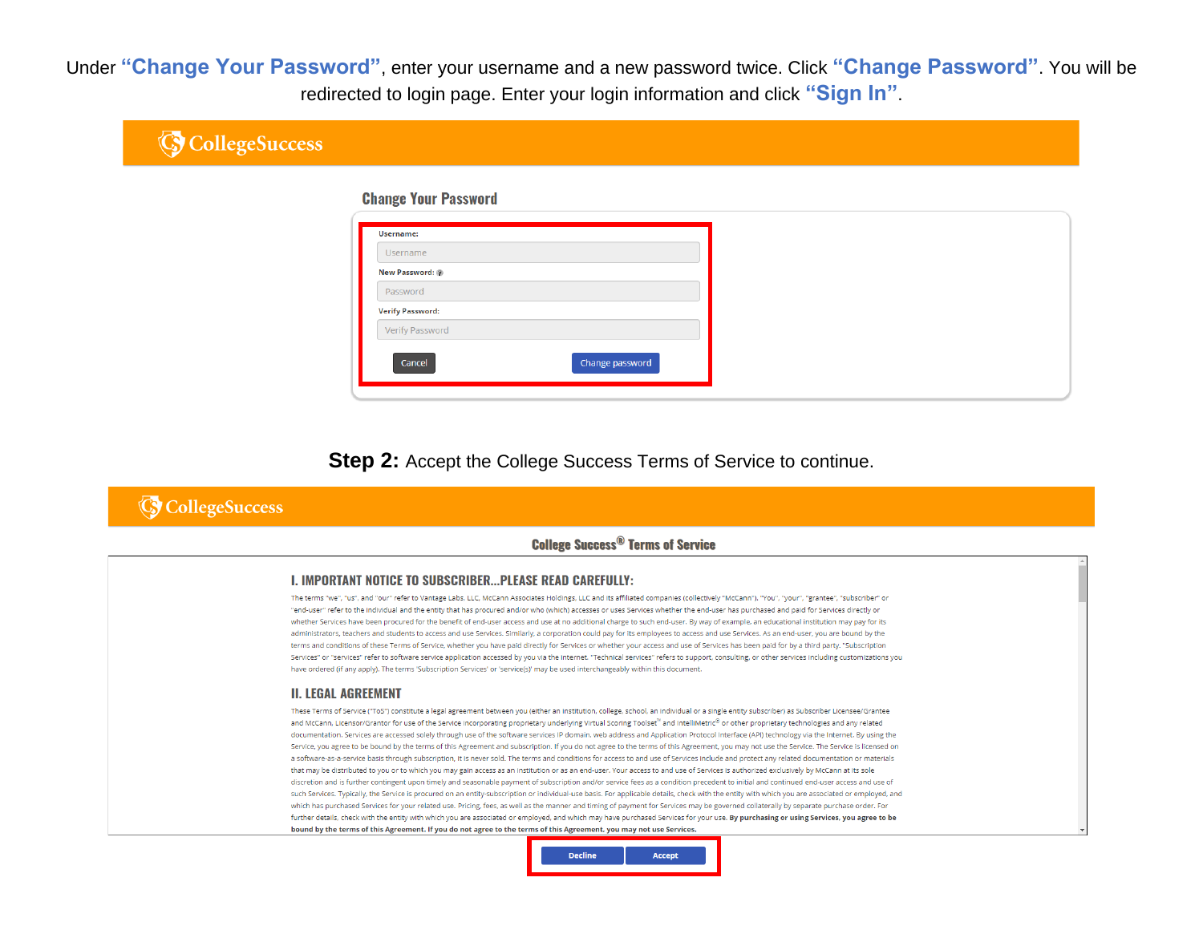Under **"Change Your Password"**, enter your username and a new password twice. Click **"Change Password"**. You will be redirected to login page. Enter your login information and click **"Sign In"**.

CollegeSuccess

### Change Your Password

Username:

Username

New Password:

Password

Verify Password:

Verify Password

Cancel    Change password

**Step 2:** Accept the College Success Terms of Service to continue.

CollegeSuccess

### College Success® Terms of Service

#### I. IMPORTANT NOTICE TO SUBSCRIBER...PLEASE READ CAREFULLY:

The terms "we", "us", and "our" refer to Vantage Labs, LLC, McCann Associates Holdings, LLC and its affiliated companies (collectively "McCann"). "You", "your", "grantee", "subscriber" or "end-user" refer to the individual and the entity that has procured and/or who (which) accesses or uses Services whether the end-user has purchased and paid for Services directly or whether Services have been procured for the benefit of end-user access and use at no additional charge to such end-user. By way of example, an educational institution may pay for its administrators, teachers and students to access and use Services. Similarly, a corporation could pay for its employees to access and use Services. As an end-user, you are bound by the terms and conditions of these Terms of Service, whether you have paid directly for Services or whether your access and use of Services has been paid for by a third party. "Subscription Services" or "services" refer to software service application accessed by you via the Internet. "Technical services" refers to support, consulting, or other services including customizations you have ordered (if any apply). The terms 'Subscription Services' or 'service(s)' may be used interchangeably within this document.

#### II. LEGAL AGREEMENT

These Terms of Service ("ToS") constitute a legal agreement between you (either an institution, college, school, an individual or a single entity subscriber) as Subscriber Licensee/Grantee and McCann, Licensor/Grantor for use of the Service incorporating proprietary underlying Virtual Scoring Toolset® and IntelliMetric® or other proprietary technologies and any related documentation. Services are accessed solely through use of the software services IP domain, web address and Application Protocol Interface (API) technology via the Internet. By using the Service, you agree to be bound by the terms of this Agreement and subscription. If you do not agree to the terms of this Agreement, you may not use the Service. The Service is licensed on a software-as-a-service basis through subscription, it is never sold. The terms and conditions for access to and use of Services include and protect any related documentation or materials that may be distributed to you or to which you may gain access as an institution or as an end-user. Your access to and use of Services is authorized exclusively by McCann at its sole discretion and is further contingent upon timely and seasonable payment of subscription and/or service fees as a condition precedent to initial and continued end-user access and use of such Services. Typically, the Service is procured on an entity-subscription or individual-use basis. For applicable details, check with the entity with which you are associated or employed, and which has purchased Services for your related use. Pricing, fees, as well as the manner and timing of payment for Services may be governed collaterally by separate purchase order. For further details, check with the entity with which you are associated or employed, and which may have purchased Services for your use. **By purchasing or using Services, you agree to be bound by the terms of this Agreement. If you do not agree to the terms of this Agreement, you may not use Services.**

Decline    Accept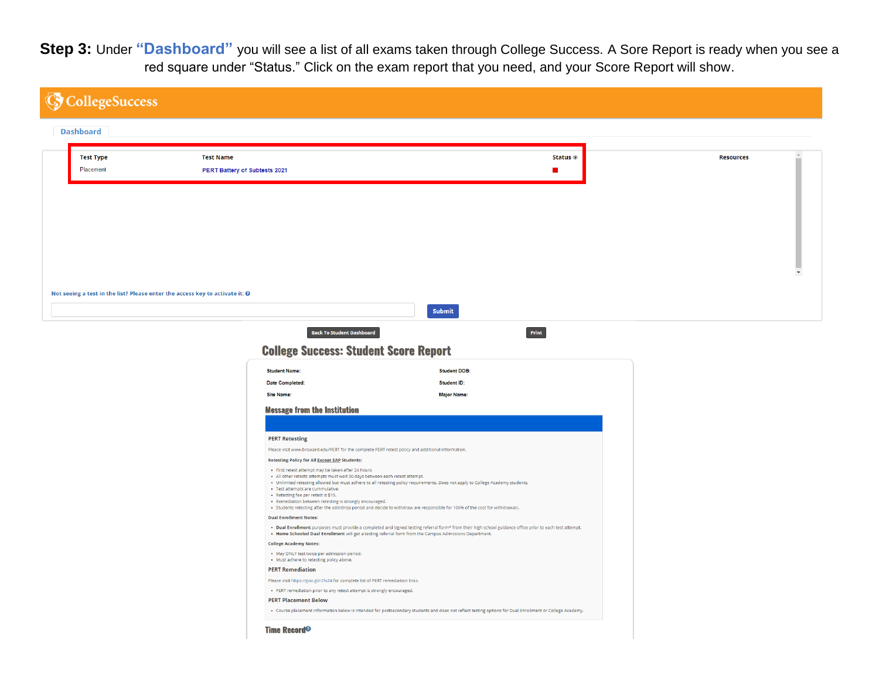**Step 3:** Under **"Dashboard"** you will see a list of all exams taken through College Success. A Sore Report is ready when you see a red square under "Status." Click on the exam report that you need, and your Score Report will show.

CollegeSuccess

Dashboard

| Test Type | Test Name | Status | Resources |
|---|---|---|---|
| Placement | PERT Battery of Subtests 2021 | ■ | |

Not seeing a test in the list? Please enter the access key to activate it:

Submit

Back To Student Dashboard

Print

## College Success: Student Score Report

Student Name:

Student DOB:

Date Completed:

Student ID:

Site Name:

Major Name:

### Message from the Institution

**PERT Retesting**

Please visit www.broward.edu/PERT for the complete PERT retest policy and additional information.

**Retesting Policy for All Except EAP Students:**

- First retest attempt may be taken after 24 hours
- All other retests attempts must wait 30 days between each retest attempt.
- Unlimited retesting allowed but must adhere to all retesting policy requirements. Does not apply to College Academy students.
- Test attempts are cummulative.
- Retesting fee per retest is $15.
- Remediation between retesting is strongly encouraged.
- Students retesting after the add/drop period and decide to withdraw are responsible for 100% of the cost for withdrawals.

**Dual Enrollment Notes:**

- **Dual Enrollment** purposes must provide a completed and signed testing referral form* from their high school guidance office prior to each test attempt.
- **Home Schooled Dual Enrollment** will get a testing referral form from the Campus Admissions Department.

**College Academy Notes:**

- May ONLY test twice per admission period.
- Must adhere to retesting policy above.

**PERT Remediation**

Please visit https://goo.gl/r2fx24 for complete list of PERT remediation links.

- PERT remediation prior to any retest attempt is strongly encouraged.

**PERT Placement Below**

- Course placement information below is intended for postsecondary students and does not reflect testing options for Dual Enrollment or College Academy.

### Time Record